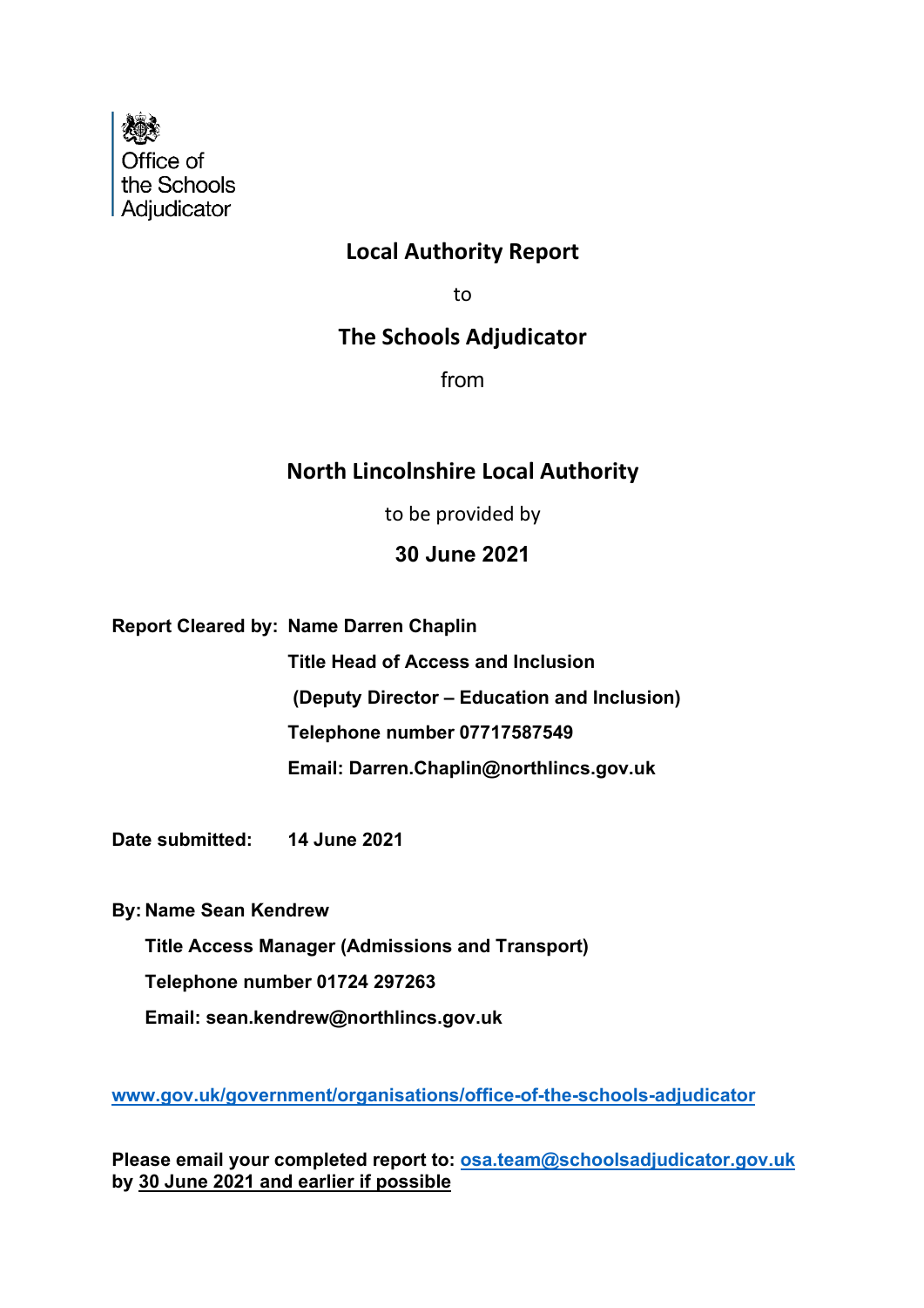Office of the Schools Adjudicator

# Local Authority Report

to

# The Schools Adjudicator

from

# North Lincolnshire Local Authority

to be provided by

**30 June 2021**

**Report Cleared by:** **Name Darren Chaplin**

**Title Head of Access and Inclusion**

**(Deputy Director – Education and Inclusion)**

**Telephone number 07717587549**

**Email: Darren.Chaplin@northlincs.gov.uk**

**Date submitted:** **14 June 2021**

**By: Name Sean Kendrew**

**Title Access Manager (Admissions and Transport)**

**Telephone number 01724 297263**

**Email: sean.kendrew@northlincs.gov.uk**

**www.gov.uk/government/organisations/office-of-the-schools-adjudicator**

**Please email your completed report to: osa.team@schoolsadjudicator.gov.uk by 30 June 2021 and earlier if possible**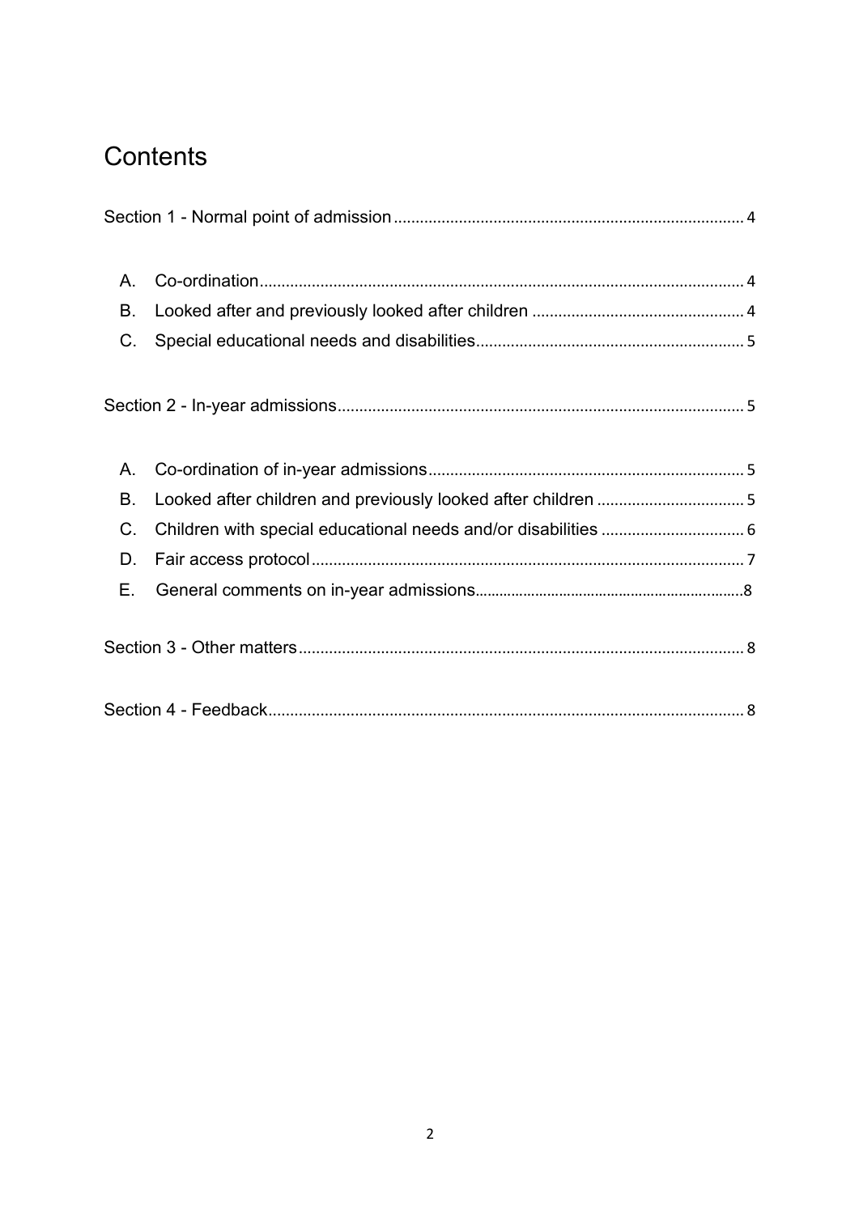# Contents

Section 1 - Normal point of admission ........ 4

A. Co-ordination ........ 4
B. Looked after and previously looked after children ........ 4
C. Special educational needs and disabilities ........ 5

Section 2 - In-year admissions ........ 5

A. Co-ordination of in-year admissions ........ 5
B. Looked after children and previously looked after children ........ 5
C. Children with special educational needs and/or disabilities ........ 6
D. Fair access protocol ........ 7
E. General comments on in-year admissions ........ 8

Section 3 - Other matters ........ 8

Section 4 - Feedback ........ 8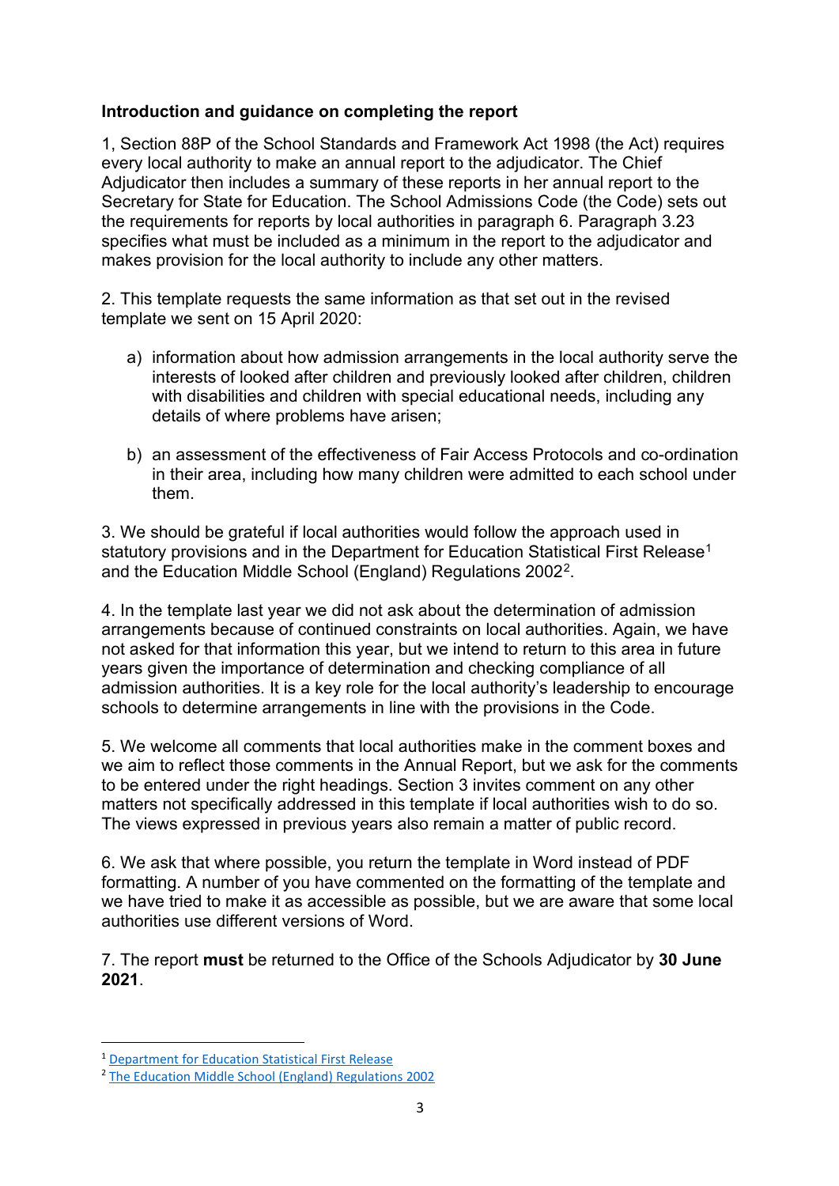**Introduction and guidance on completing the report**

1, Section 88P of the School Standards and Framework Act 1998 (the Act) requires every local authority to make an annual report to the adjudicator. The Chief Adjudicator then includes a summary of these reports in her annual report to the Secretary for State for Education. The School Admissions Code (the Code) sets out the requirements for reports by local authorities in paragraph 6. Paragraph 3.23 specifies what must be included as a minimum in the report to the adjudicator and makes provision for the local authority to include any other matters.

2. This template requests the same information as that set out in the revised template we sent on 15 April 2020:

a) information about how admission arrangements in the local authority serve the interests of looked after children and previously looked after children, children with disabilities and children with special educational needs, including any details of where problems have arisen;

b) an assessment of the effectiveness of Fair Access Protocols and co-ordination in their area, including how many children were admitted to each school under them.

3. We should be grateful if local authorities would follow the approach used in statutory provisions and in the Department for Education Statistical First Release[1] and the Education Middle School (England) Regulations 2002[2].

4. In the template last year we did not ask about the determination of admission arrangements because of continued constraints on local authorities. Again, we have not asked for that information this year, but we intend to return to this area in future years given the importance of determination and checking compliance of all admission authorities. It is a key role for the local authority's leadership to encourage schools to determine arrangements in line with the provisions in the Code.

5. We welcome all comments that local authorities make in the comment boxes and we aim to reflect those comments in the Annual Report, but we ask for the comments to be entered under the right headings. Section 3 invites comment on any other matters not specifically addressed in this template if local authorities wish to do so. The views expressed in previous years also remain a matter of public record.

6. We ask that where possible, you return the template in Word instead of PDF formatting. A number of you have commented on the formatting of the template and we have tried to make it as accessible as possible, but we are aware that some local authorities use different versions of Word.

7. The report **must** be returned to the Office of the Schools Adjudicator by **30 June 2021**.

---

[1] Department for Education Statistical First Release

[2] The Education Middle School (England) Regulations 2002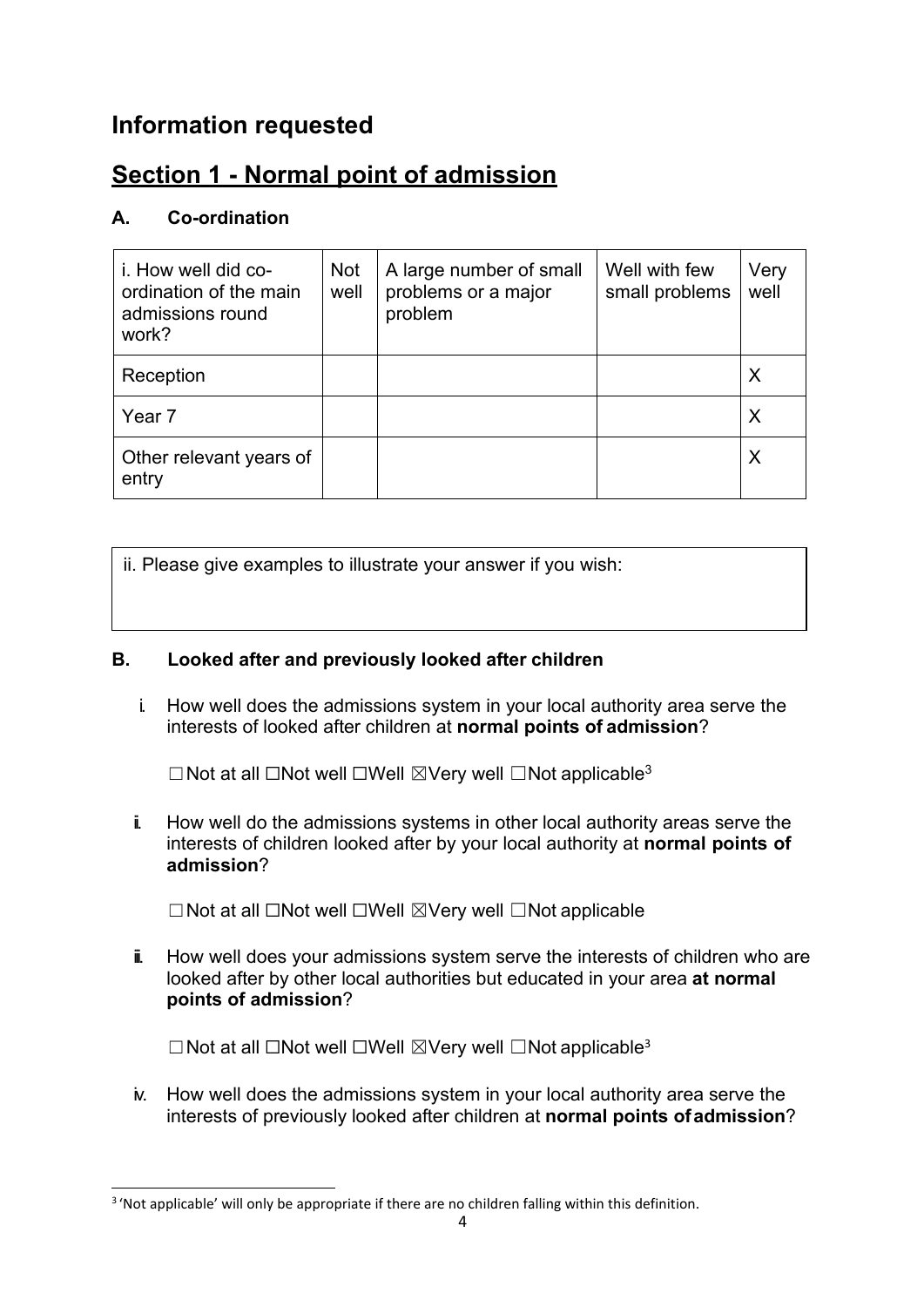# Information requested

## Section 1 - Normal point of admission

### A. Co-ordination

| i. How well did co-ordination of the main admissions round work? | Not well | A large number of small problems or a major problem | Well with few small problems | Very well |
|---|---|---|---|---|
| Reception | | | | X |
| Year 7 | | | | X |
| Other relevant years of entry | | | | X |

| ii. Please give examples to illustrate your answer if you wish: |
|---|
| |

### B. Looked after and previously looked after children

i. How well does the admissions system in your local authority area serve the interests of looked after children at **normal points of admission**?

☐Not at all ☐Not well ☐Well ☒Very well ☐Not applicable[3]

ii. How well do the admissions systems in other local authority areas serve the interests of children looked after by your local authority at **normal points of admission**?

☐Not at all ☐Not well ☐Well ☒Very well ☐Not applicable

iii. How well does your admissions system serve the interests of children who are looked after by other local authorities but educated in your area **at normal points of admission**?

☐Not at all ☐Not well ☐Well ☒Very well ☐Not applicable[3]

iv. How well does the admissions system in your local authority area serve the interests of previously looked after children at **normal points of admission**?

[3] 'Not applicable' will only be appropriate if there are no children falling within this definition.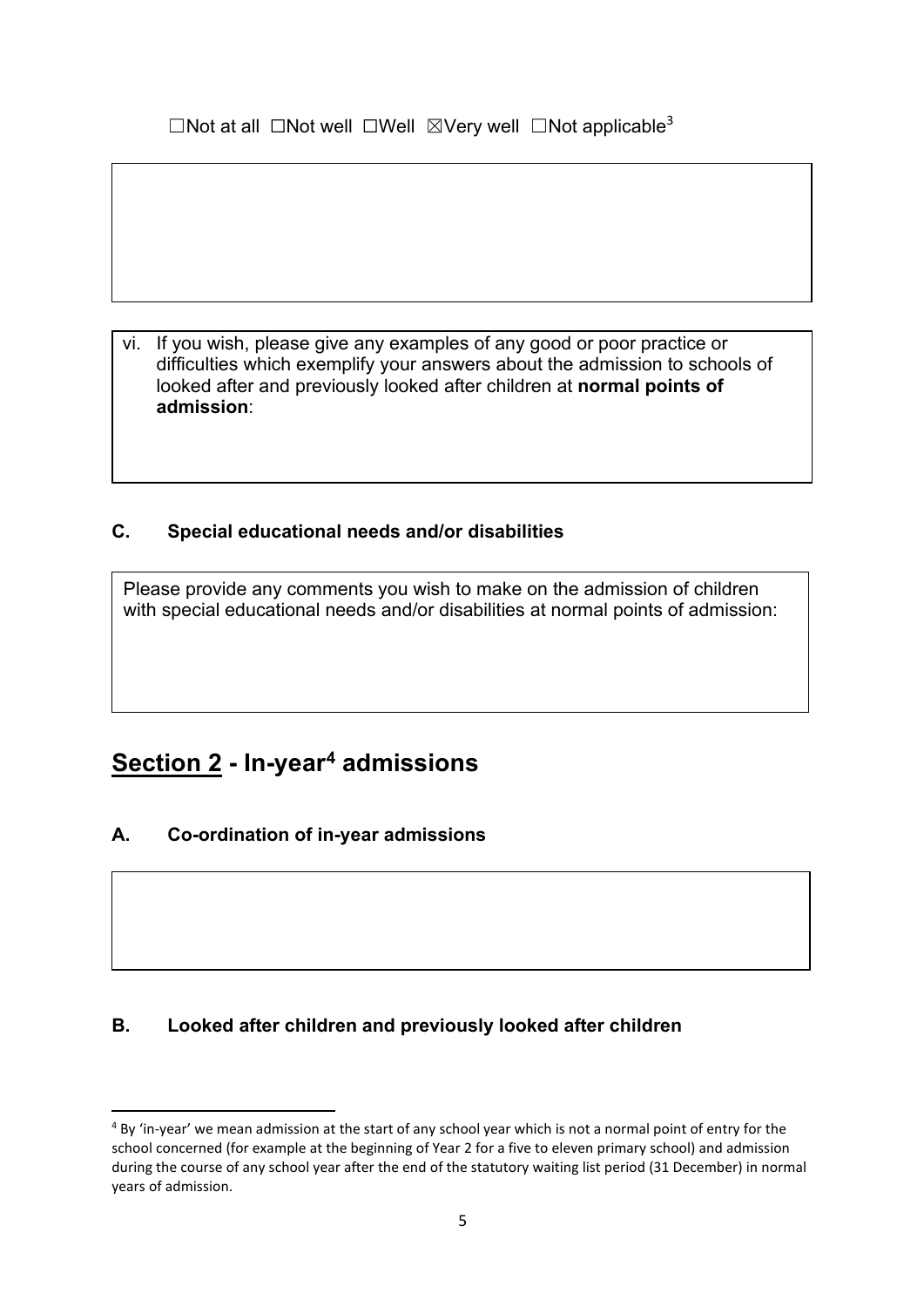☐Not at all ☐Not well ☐Well ☒Very well ☐Not applicable[3]

vi. If you wish, please give any examples of any good or poor practice or difficulties which exemplify your answers about the admission to schools of looked after and previously looked after children at **normal points of admission**:

### C. Special educational needs and/or disabilities

Please provide any comments you wish to make on the admission of children with special educational needs and/or disabilities at normal points of admission:

## Section 2 - In-year[4] admissions

### A. Co-ordination of in-year admissions

### B. Looked after children and previously looked after children

[4] By 'in-year' we mean admission at the start of any school year which is not a normal point of entry for the school concerned (for example at the beginning of Year 2 for a five to eleven primary school) and admission during the course of any school year after the end of the statutory waiting list period (31 December) in normal years of admission.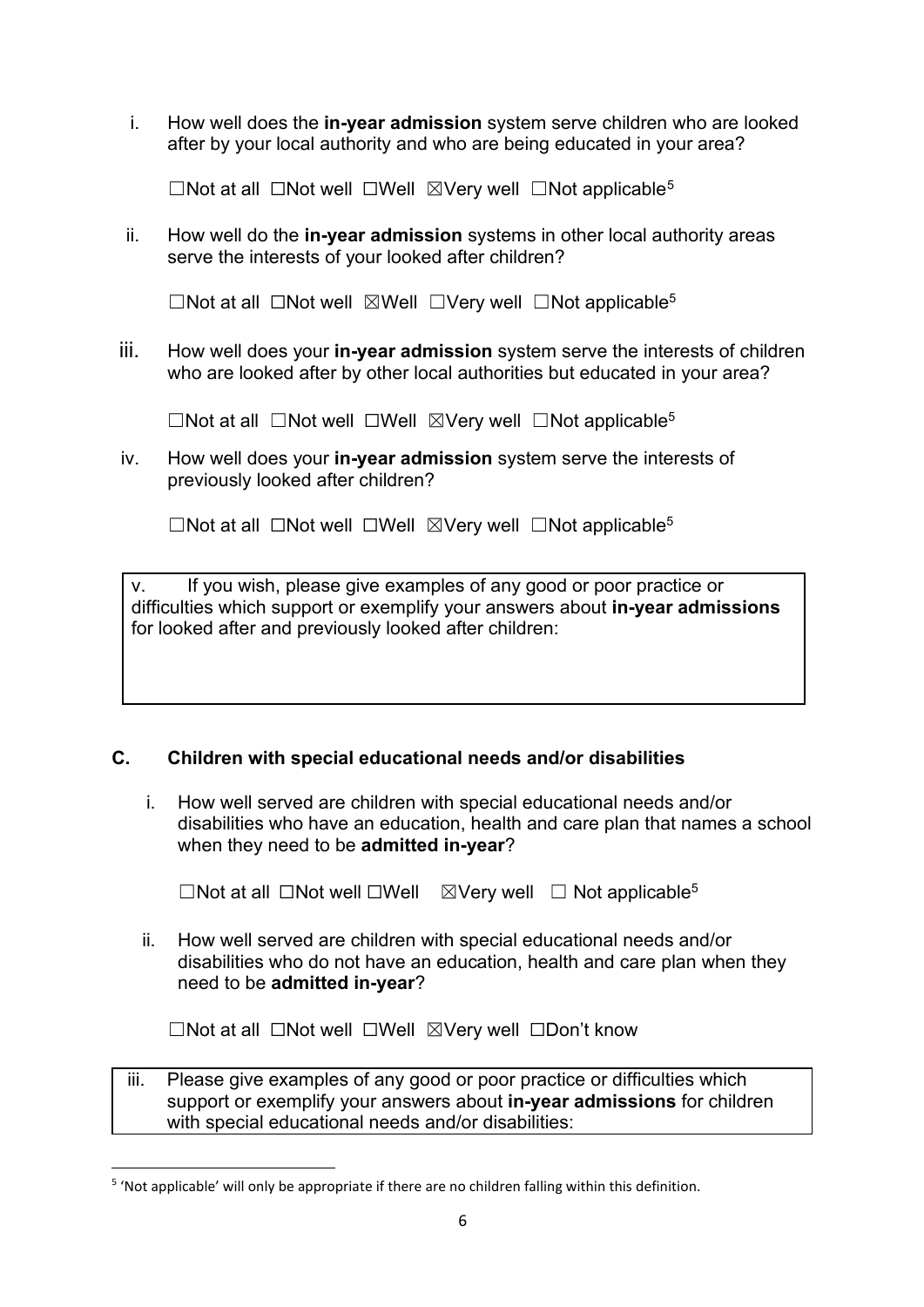i. How well does the **in-year admission** system serve children who are looked after by your local authority and who are being educated in your area?

☐Not at all ☐Not well ☐Well ☒Very well ☐Not applicable[5]

ii. How well do the **in-year admission** systems in other local authority areas serve the interests of your looked after children?

☐Not at all ☐Not well ☒Well ☐Very well ☐Not applicable[5]

iii. How well does your **in-year admission** system serve the interests of children who are looked after by other local authorities but educated in your area?

☐Not at all ☐Not well ☐Well ☒Very well ☐Not applicable[5]

iv. How well does your **in-year admission** system serve the interests of previously looked after children?

☐Not at all ☐Not well ☐Well ☒Very well ☐Not applicable[5]

| v. If you wish, please give examples of any good or poor practice or difficulties which support or exemplify your answers about **in-year admissions** for looked after and previously looked after children: |
|---|
| |

## C. Children with special educational needs and/or disabilities

i. How well served are children with special educational needs and/or disabilities who have an education, health and care plan that names a school when they need to be **admitted in-year**?

☐Not at all ☐Not well ☐Well ☒Very well ☐ Not applicable[5]

ii. How well served are children with special educational needs and/or disabilities who do not have an education, health and care plan when they need to be **admitted in-year**?

☐Not at all ☐Not well ☐Well ☒Very well ☐Don't know

| iii. Please give examples of any good or poor practice or difficulties which support or exemplify your answers about **in-year admissions** for children with special educational needs and/or disabilities: |
|---|

[5] 'Not applicable' will only be appropriate if there are no children falling within this definition.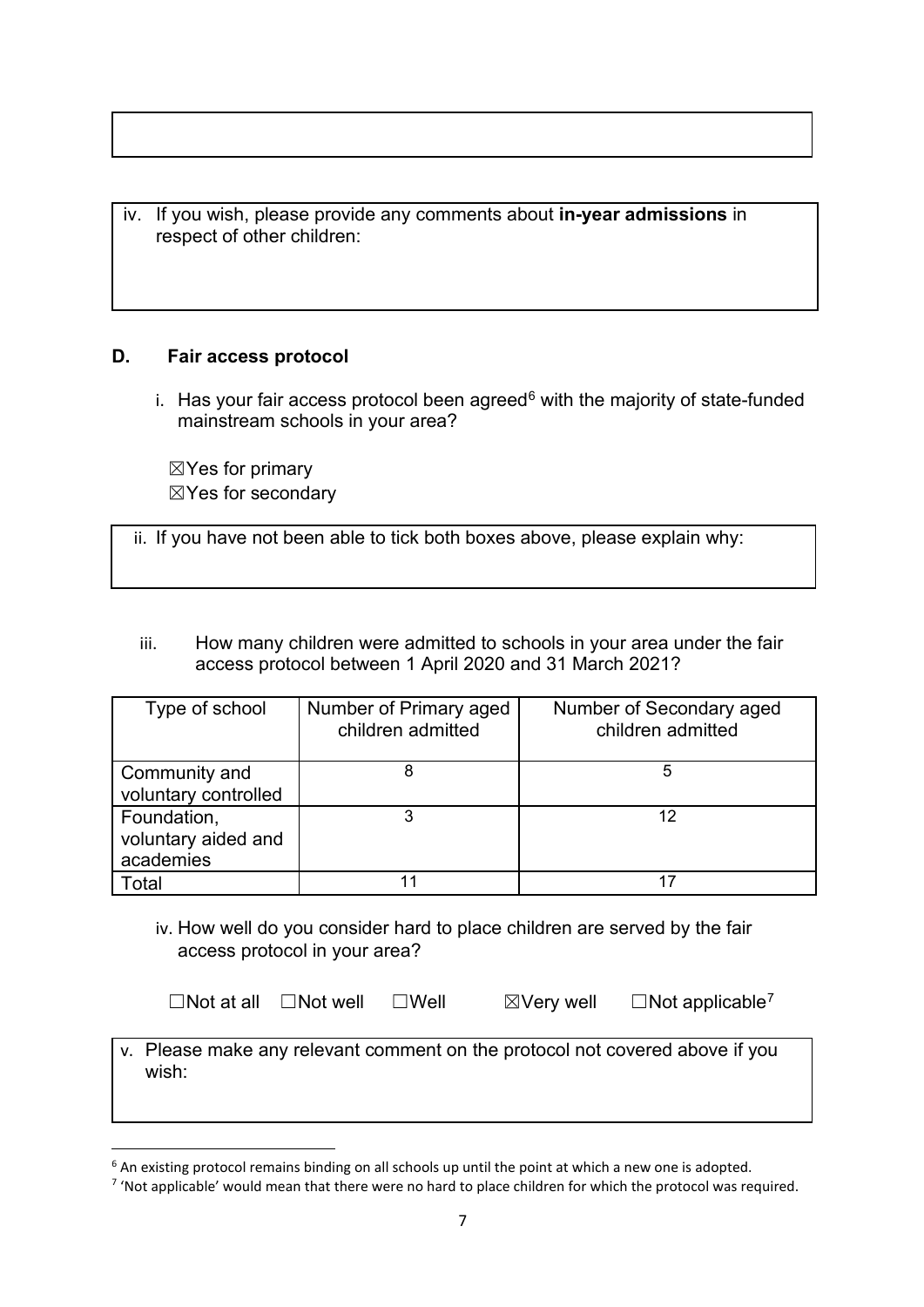iv. If you wish, please provide any comments about **in-year admissions** in respect of other children:

## D. Fair access protocol

i. Has your fair access protocol been agreed[6] with the majority of state-funded mainstream schools in your area?

☒Yes for primary
☒Yes for secondary

ii. If you have not been able to tick both boxes above, please explain why:

iii. How many children were admitted to schools in your area under the fair access protocol between 1 April 2020 and 31 March 2021?

| Type of school | Number of Primary aged children admitted | Number of Secondary aged children admitted |
|---|---|---|
| Community and voluntary controlled | 8 | 5 |
| Foundation, voluntary aided and academies | 3 | 12 |
| Total | 11 | 17 |

iv. How well do you consider hard to place children are served by the fair access protocol in your area?

☐Not at all ☐Not well ☐Well ☒Very well ☐Not applicable[7]

v. Please make any relevant comment on the protocol not covered above if you wish:

---

[6] An existing protocol remains binding on all schools up until the point at which a new one is adopted.

[7] 'Not applicable' would mean that there were no hard to place children for which the protocol was required.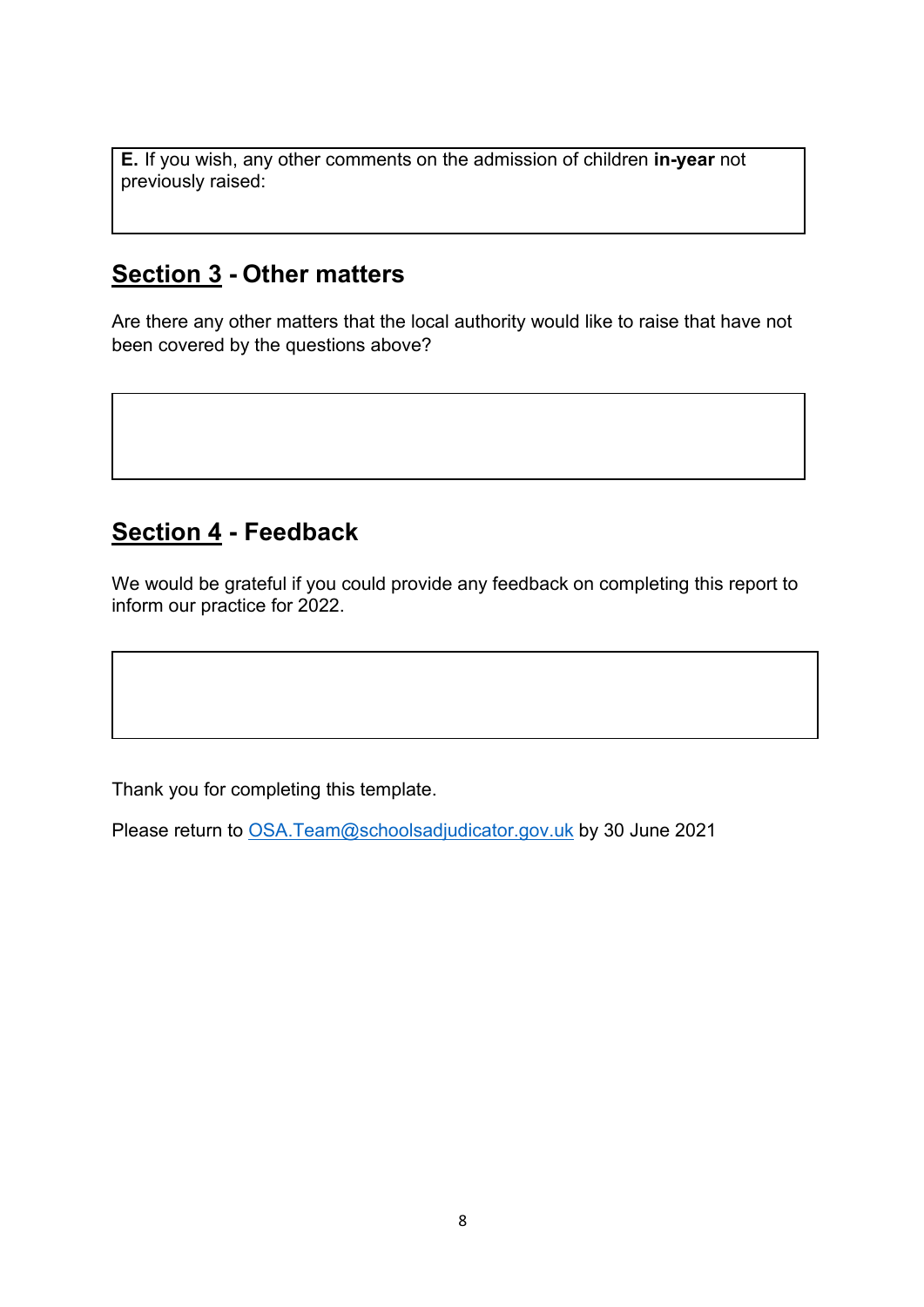| |
|---|
| **E.** If you wish, any other comments on the admission of children **in-year** not previously raised: |

## Section 3 - Other matters

Are there any other matters that the local authority would like to raise that have not been covered by the questions above?

| |
|---|
| |

## Section 4 - Feedback

We would be grateful if you could provide any feedback on completing this report to inform our practice for 2022.

| |
|---|
| |

Thank you for completing this template.

Please return to OSA.Team@schoolsadjudicator.gov.uk by 30 June 2021